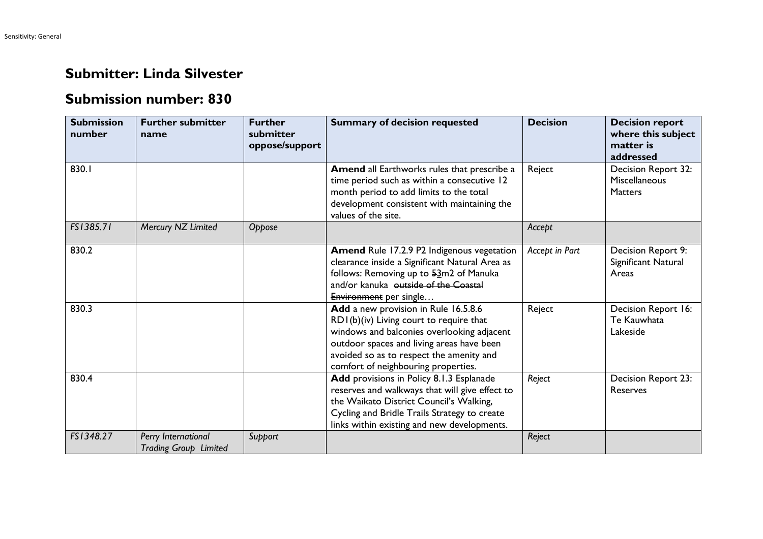## Submitter: Linda Silvester

## Submission number: 830

| Submission number | Further submitter name | Further submitter oppose/support | Summary of decision requested | Decision | Decision report where this subject matter is addressed |
|---|---|---|---|---|---|
| 830.1 | | | **Amend** all Earthworks rules that prescribe a time period such as within a consecutive 12 month period to add limits to the total development consistent with maintaining the values of the site. | Reject | Decision Report 32: Miscellaneous Matters |
| *FS1385.71* | *Mercury NZ Limited* | *Oppose* | | *Accept* | |
| 830.2 | | | **Amend** Rule 17.2.9 P2 Indigenous vegetation clearance inside a Significant Natural Area as follows: Removing up to ~~5~~3m2 of Manuka and/or kanuka ~~outside of the Coastal Environment~~ per single… | *Accept in Part* | Decision Report 9: Significant Natural Areas |
| 830.3 | | | **Add** a new provision in Rule 16.5.8.6 RD1(b)(iv) Living court to require that windows and balconies overlooking adjacent outdoor spaces and living areas have been avoided so as to respect the amenity and comfort of neighbouring properties. | Reject | Decision Report 16: Te Kauwhata Lakeside |
| 830.4 | | | **Add** provisions in Policy 8.1.3 Esplanade reserves and walkways that will give effect to the Waikato District Council's Walking, Cycling and Bridle Trails Strategy to create links within existing and new developments. | *Reject* | Decision Report 23: Reserves |
| *FS1348.27* | *Perry International Trading Group Limited* | *Support* | | *Reject* | |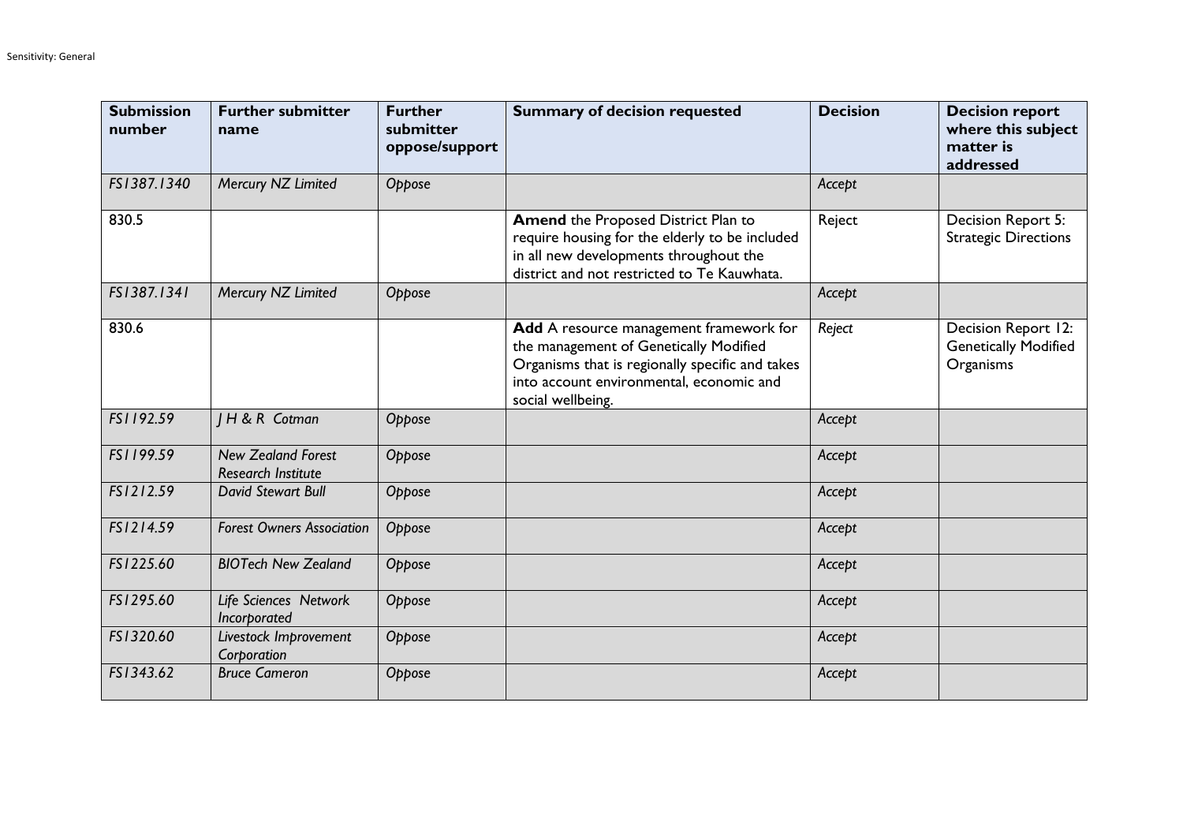| Submission number | Further submitter name | Further submitter oppose/support | Summary of decision requested | Decision | Decision report where this subject matter is addressed |
|---|---|---|---|---|---|
| *FS1387.1340* | *Mercury NZ Limited* | *Oppose* | | *Accept* | |
| 830.5 | | | **Amend** the Proposed District Plan to require housing for the elderly to be included in all new developments throughout the district and not restricted to Te Kauwhata. | Reject | Decision Report 5: Strategic Directions |
| *FS1387.1341* | *Mercury NZ Limited* | *Oppose* | | *Accept* | |
| 830.6 | | | **Add** A resource management framework for the management of Genetically Modified Organisms that is regionally specific and takes into account environmental, economic and social wellbeing. | *Reject* | Decision Report 12: Genetically Modified Organisms |
| *FS1192.59* | *J H & R Cotman* | *Oppose* | | *Accept* | |
| *FS1199.59* | *New Zealand Forest Research Institute* | *Oppose* | | *Accept* | |
| *FS1212.59* | *David Stewart Bull* | *Oppose* | | *Accept* | |
| *FS1214.59* | *Forest Owners Association* | *Oppose* | | *Accept* | |
| *FS1225.60* | *BIOTech New Zealand* | *Oppose* | | *Accept* | |
| *FS1295.60* | *Life Sciences Network Incorporated* | *Oppose* | | *Accept* | |
| *FS1320.60* | *Livestock Improvement Corporation* | *Oppose* | | *Accept* | |
| *FS1343.62* | *Bruce Cameron* | *Oppose* | | *Accept* | |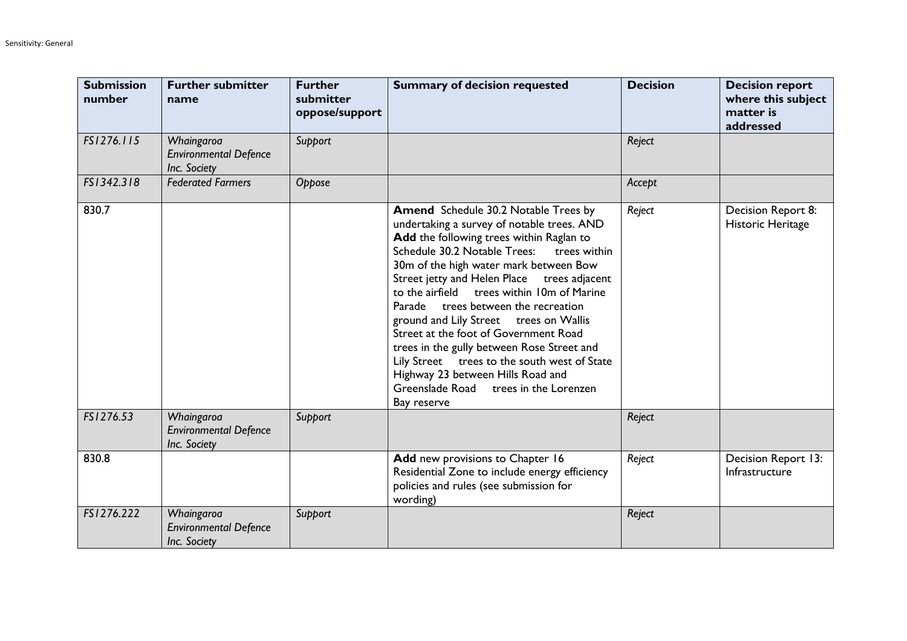| Submission number | Further submitter name | Further submitter oppose/support | Summary of decision requested | Decision | Decision report where this subject matter is addressed |
|---|---|---|---|---|---|
| *FS1276.115* | *Whaingaroa Environmental Defence Inc. Society* | *Support* | | *Reject* | |
| *FS1342.318* | *Federated Farmers* | *Oppose* | | *Accept* | |
| 830.7 | | | **Amend** Schedule 30.2 Notable Trees by undertaking a survey of notable trees. AND **Add** the following trees within Raglan to Schedule 30.2 Notable Trees: trees within 30m of the high water mark between Bow Street jetty and Helen Place trees adjacent to the airfield trees within 10m of Marine Parade trees between the recreation ground and Lily Street trees on Wallis Street at the foot of Government Road trees in the gully between Rose Street and Lily Street trees to the south west of State Highway 23 between Hills Road and Greenslade Road trees in the Lorenzen Bay reserve | *Reject* | Decision Report 8: Historic Heritage |
| *FS1276.53* | *Whaingaroa Environmental Defence Inc. Society* | *Support* | | *Reject* | |
| 830.8 | | | **Add** new provisions to Chapter 16 Residential Zone to include energy efficiency policies and rules (see submission for wording) | *Reject* | Decision Report 13: Infrastructure |
| *FS1276.222* | *Whaingaroa Environmental Defence Inc. Society* | *Support* | | *Reject* | |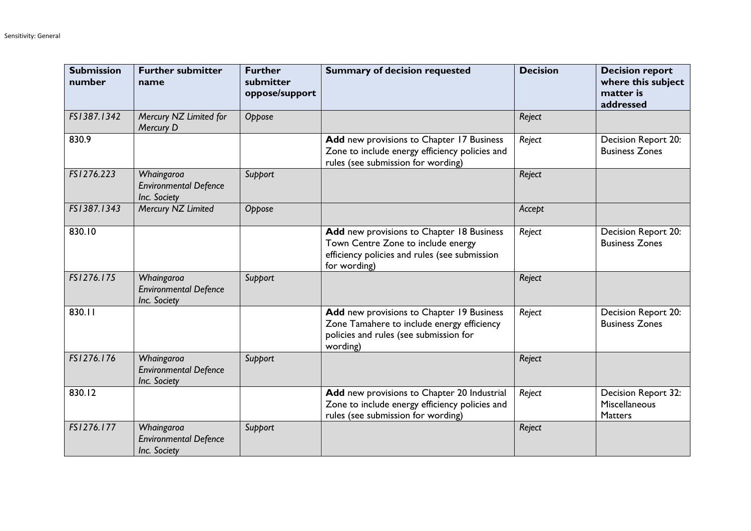| Submission number | Further submitter name | Further submitter oppose/support | Summary of decision requested | Decision | Decision report where this subject matter is addressed |
|---|---|---|---|---|---|
| *FS1387.1342* | *Mercury NZ Limited for Mercury D* | *Oppose* | | *Reject* | |
| 830.9 | | | **Add** new provisions to Chapter 17 Business Zone to include energy efficiency policies and rules (see submission for wording) | *Reject* | Decision Report 20: Business Zones |
| *FS1276.223* | *Whaingaroa Environmental Defence Inc. Society* | *Support* | | *Reject* | |
| *FS1387.1343* | *Mercury NZ Limited* | *Oppose* | | *Accept* | |
| 830.10 | | | **Add** new provisions to Chapter 18 Business Town Centre Zone to include energy efficiency policies and rules (see submission for wording) | *Reject* | Decision Report 20: Business Zones |
| *FS1276.175* | *Whaingaroa Environmental Defence Inc. Society* | *Support* | | *Reject* | |
| 830.11 | | | **Add** new provisions to Chapter 19 Business Zone Tamahere to include energy efficiency policies and rules (see submission for wording) | *Reject* | Decision Report 20: Business Zones |
| *FS1276.176* | *Whaingaroa Environmental Defence Inc. Society* | *Support* | | *Reject* | |
| 830.12 | | | **Add** new provisions to Chapter 20 Industrial Zone to include energy efficiency policies and rules (see submission for wording) | *Reject* | Decision Report 32: Miscellaneous Matters |
| *FS1276.177* | *Whaingaroa Environmental Defence Inc. Society* | *Support* | | *Reject* | |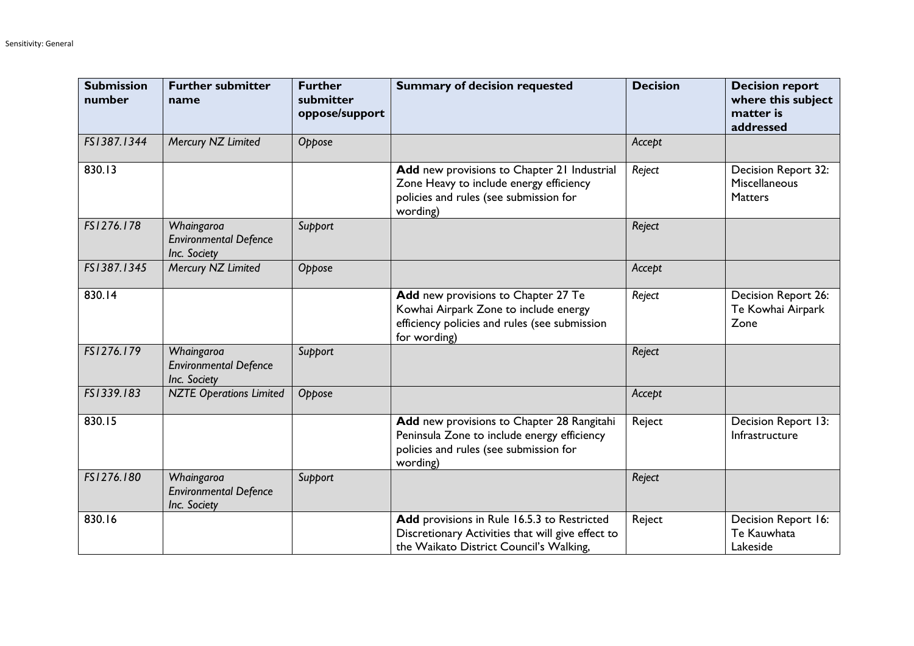| Submission number | Further submitter name | Further submitter oppose/support | Summary of decision requested | Decision | Decision report where this subject matter is addressed |
|---|---|---|---|---|---|
| *FS1387.1344* | *Mercury NZ Limited* | *Oppose* | | *Accept* | |
| 830.13 | | | **Add** new provisions to Chapter 21 Industrial Zone Heavy to include energy efficiency policies and rules (see submission for wording) | *Reject* | Decision Report 32: Miscellaneous Matters |
| *FS1276.178* | *Whaingaroa Environmental Defence Inc. Society* | *Support* | | *Reject* | |
| *FS1387.1345* | *Mercury NZ Limited* | *Oppose* | | *Accept* | |
| 830.14 | | | **Add** new provisions to Chapter 27 Te Kowhai Airpark Zone to include energy efficiency policies and rules (see submission for wording) | *Reject* | Decision Report 26: Te Kowhai Airpark Zone |
| *FS1276.179* | *Whaingaroa Environmental Defence Inc. Society* | *Support* | | *Reject* | |
| *FS1339.183* | *NZTE Operations Limited* | *Oppose* | | *Accept* | |
| 830.15 | | | **Add** new provisions to Chapter 28 Rangitahi Peninsula Zone to include energy efficiency policies and rules (see submission for wording) | Reject | Decision Report 13: Infrastructure |
| *FS1276.180* | *Whaingaroa Environmental Defence Inc. Society* | *Support* | | *Reject* | |
| 830.16 | | | **Add** provisions in Rule 16.5.3 to Restricted Discretionary Activities that will give effect to the Waikato District Council's Walking, | Reject | Decision Report 16: Te Kauwhata Lakeside |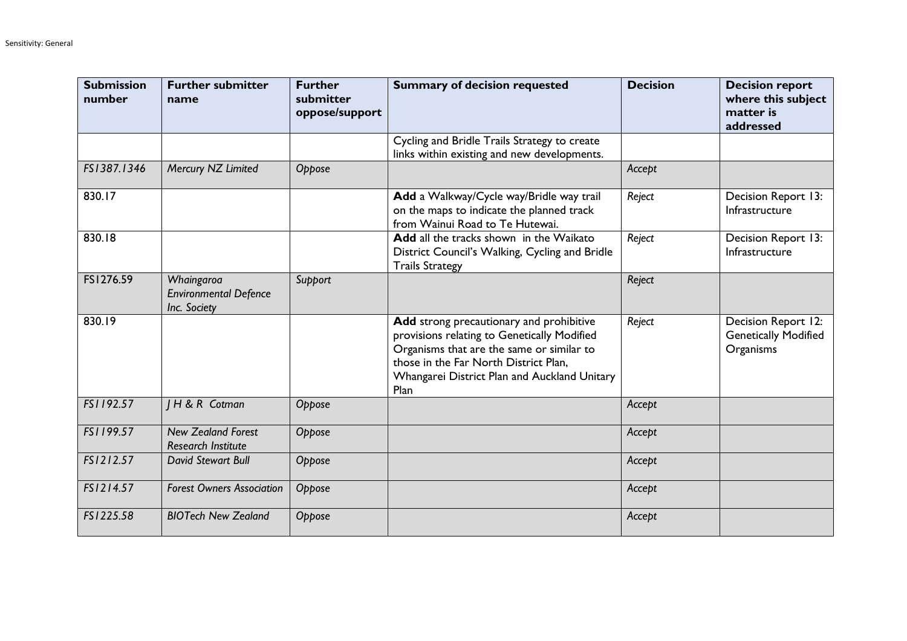| Submission number | Further submitter name | Further submitter oppose/support | Summary of decision requested | Decision | Decision report where this subject matter is addressed |
|---|---|---|---|---|---|
| | | | Cycling and Bridle Trails Strategy to create links within existing and new developments. | | |
| *FS1387.1346* | *Mercury NZ Limited* | *Oppose* | | *Accept* | |
| 830.17 | | | **Add** a Walkway/Cycle way/Bridle way trail on the maps to indicate the planned track from Wainui Road to Te Hutewai. | *Reject* | Decision Report 13: Infrastructure |
| 830.18 | | | **Add** all the tracks shown in the Waikato District Council's Walking, Cycling and Bridle Trails Strategy | *Reject* | Decision Report 13: Infrastructure |
| FS1276.59 | *Whaingaroa Environmental Defence Inc. Society* | *Support* | | *Reject* | |
| 830.19 | | | **Add** strong precautionary and prohibitive provisions relating to Genetically Modified Organisms that are the same or similar to those in the Far North District Plan, Whangarei District Plan and Auckland Unitary Plan | *Reject* | Decision Report 12: Genetically Modified Organisms |
| *FS1192.57* | *J H & R Cotman* | *Oppose* | | *Accept* | |
| *FS1199.57* | *New Zealand Forest Research Institute* | *Oppose* | | *Accept* | |
| *FS1212.57* | *David Stewart Bull* | *Oppose* | | *Accept* | |
| *FS1214.57* | *Forest Owners Association* | *Oppose* | | *Accept* | |
| *FS1225.58* | *BIOTech New Zealand* | *Oppose* | | *Accept* | |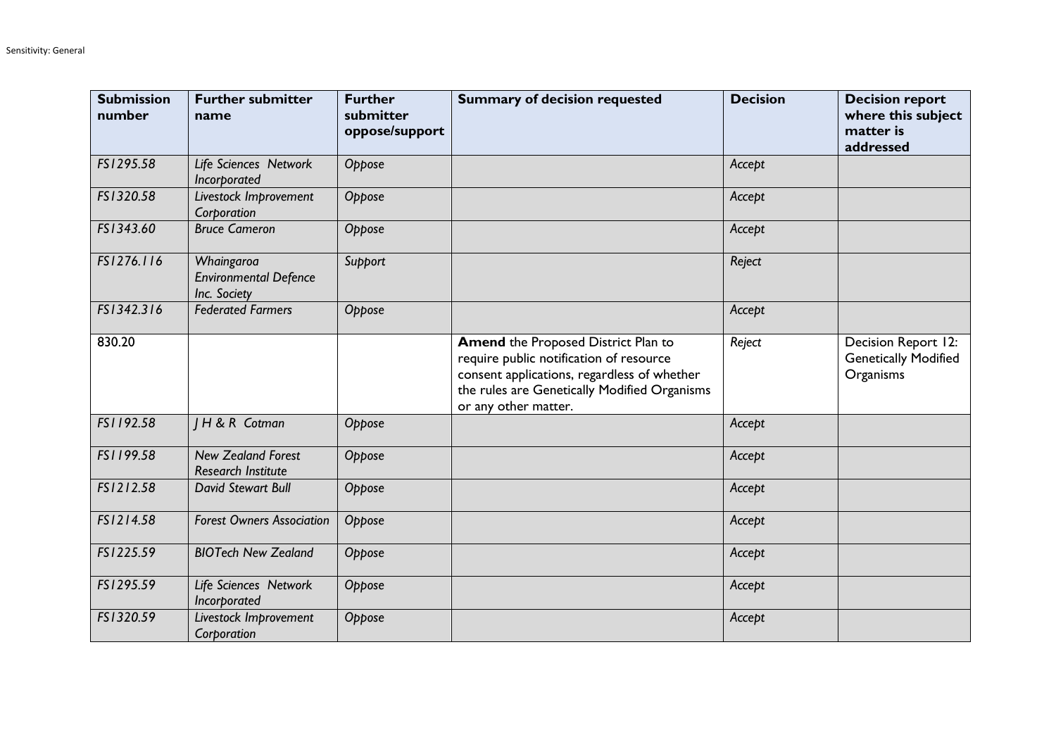| Submission number | Further submitter name | Further submitter oppose/support | Summary of decision requested | Decision | Decision report where this subject matter is addressed |
|---|---|---|---|---|---|
| *FS1295.58* | *Life Sciences Network Incorporated* | *Oppose* | | *Accept* | |
| *FS1320.58* | *Livestock Improvement Corporation* | *Oppose* | | *Accept* | |
| *FS1343.60* | *Bruce Cameron* | *Oppose* | | *Accept* | |
| *FS1276.116* | *Whaingaroa Environmental Defence Inc. Society* | *Support* | | *Reject* | |
| *FS1342.316* | *Federated Farmers* | *Oppose* | | *Accept* | |
| 830.20 | | | **Amend** the Proposed District Plan to require public notification of resource consent applications, regardless of whether the rules are Genetically Modified Organisms or any other matter. | *Reject* | Decision Report 12: Genetically Modified Organisms |
| *FS1192.58* | *J H & R Cotman* | *Oppose* | | *Accept* | |
| *FS1199.58* | *New Zealand Forest Research Institute* | *Oppose* | | *Accept* | |
| *FS1212.58* | *David Stewart Bull* | *Oppose* | | *Accept* | |
| *FS1214.58* | *Forest Owners Association* | *Oppose* | | *Accept* | |
| *FS1225.59* | *BIOTech New Zealand* | *Oppose* | | *Accept* | |
| *FS1295.59* | *Life Sciences Network Incorporated* | *Oppose* | | *Accept* | |
| *FS1320.59* | *Livestock Improvement Corporation* | *Oppose* | | *Accept* | |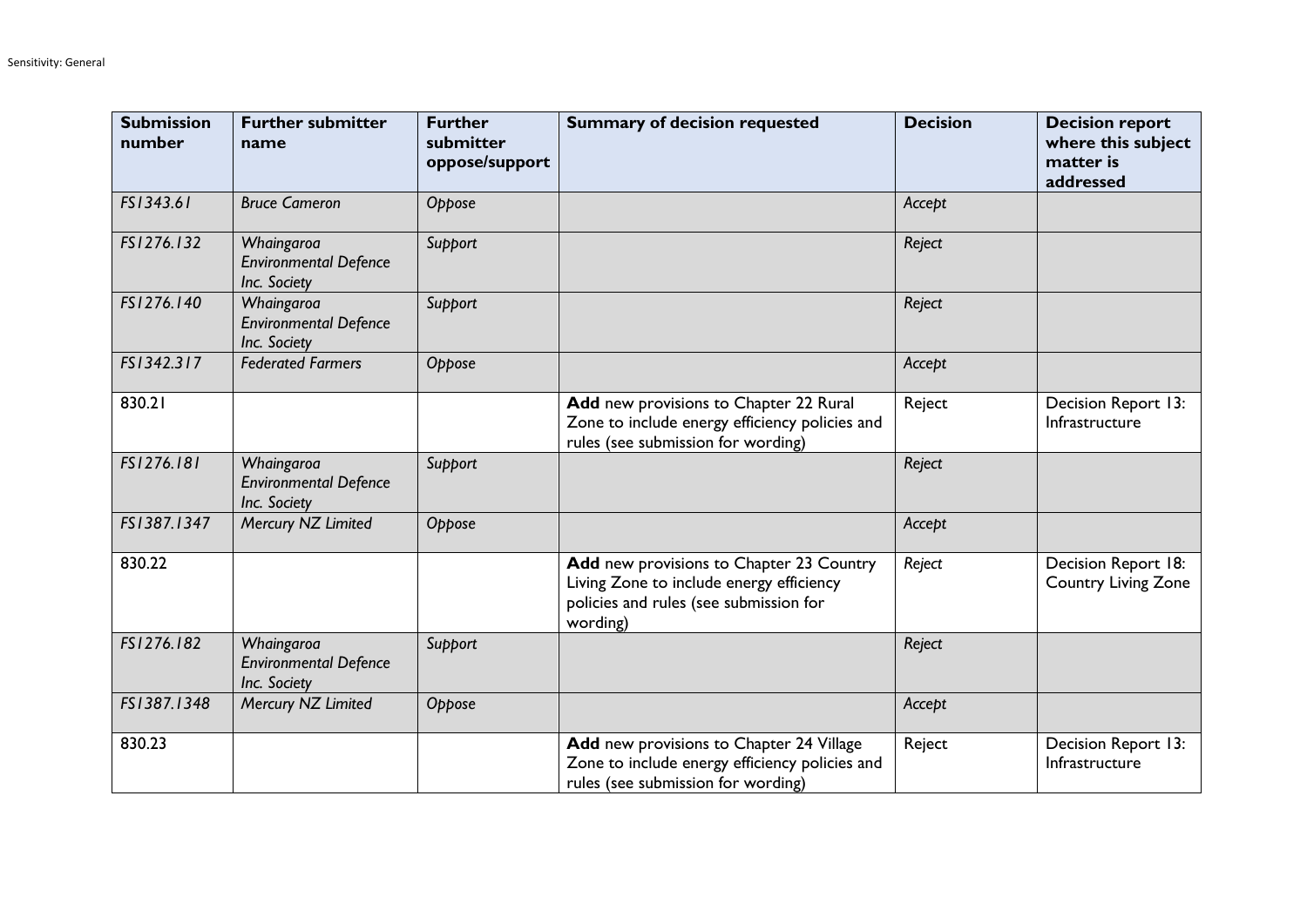| Submission number | Further submitter name | Further submitter oppose/support | Summary of decision requested | Decision | Decision report where this subject matter is addressed |
|---|---|---|---|---|---|
| *FS1343.61* | *Bruce Cameron* | *Oppose* | | *Accept* | |
| *FS1276.132* | *Whaingaroa Environmental Defence Inc. Society* | *Support* | | *Reject* | |
| *FS1276.140* | *Whaingaroa Environmental Defence Inc. Society* | *Support* | | *Reject* | |
| *FS1342.317* | *Federated Farmers* | *Oppose* | | *Accept* | |
| 830.21 | | | **Add** new provisions to Chapter 22 Rural Zone to include energy efficiency policies and rules (see submission for wording) | Reject | Decision Report 13: Infrastructure |
| *FS1276.181* | *Whaingaroa Environmental Defence Inc. Society* | *Support* | | *Reject* | |
| *FS1387.1347* | *Mercury NZ Limited* | *Oppose* | | *Accept* | |
| 830.22 | | | **Add** new provisions to Chapter 23 Country Living Zone to include energy efficiency policies and rules (see submission for wording) | *Reject* | Decision Report 18: Country Living Zone |
| *FS1276.182* | *Whaingaroa Environmental Defence Inc. Society* | *Support* | | *Reject* | |
| *FS1387.1348* | *Mercury NZ Limited* | *Oppose* | | *Accept* | |
| 830.23 | | | **Add** new provisions to Chapter 24 Village Zone to include energy efficiency policies and rules (see submission for wording) | Reject | Decision Report 13: Infrastructure |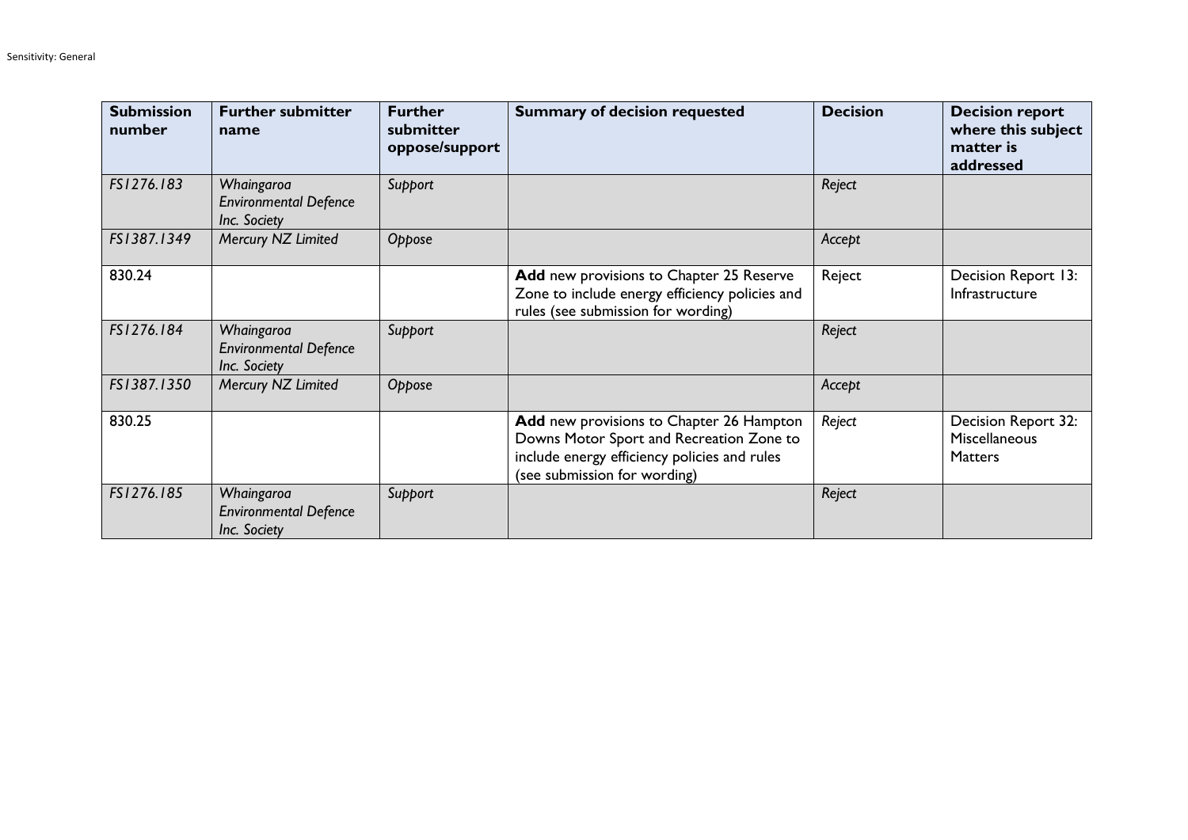| Submission number | Further submitter name | Further submitter oppose/support | Summary of decision requested | Decision | Decision report where this subject matter is addressed |
|---|---|---|---|---|---|
| *FS1276.183* | *Whaingaroa Environmental Defence Inc. Society* | *Support* | | *Reject* | |
| *FS1387.1349* | *Mercury NZ Limited* | *Oppose* | | *Accept* | |
| 830.24 | | | **Add** new provisions to Chapter 25 Reserve Zone to include energy efficiency policies and rules (see submission for wording) | Reject | Decision Report 13: Infrastructure |
| *FS1276.184* | *Whaingaroa Environmental Defence Inc. Society* | *Support* | | *Reject* | |
| *FS1387.1350* | *Mercury NZ Limited* | *Oppose* | | *Accept* | |
| 830.25 | | | **Add** new provisions to Chapter 26 Hampton Downs Motor Sport and Recreation Zone to include energy efficiency policies and rules (see submission for wording) | *Reject* | Decision Report 32: Miscellaneous Matters |
| *FS1276.185* | *Whaingaroa Environmental Defence Inc. Society* | *Support* | | *Reject* | |